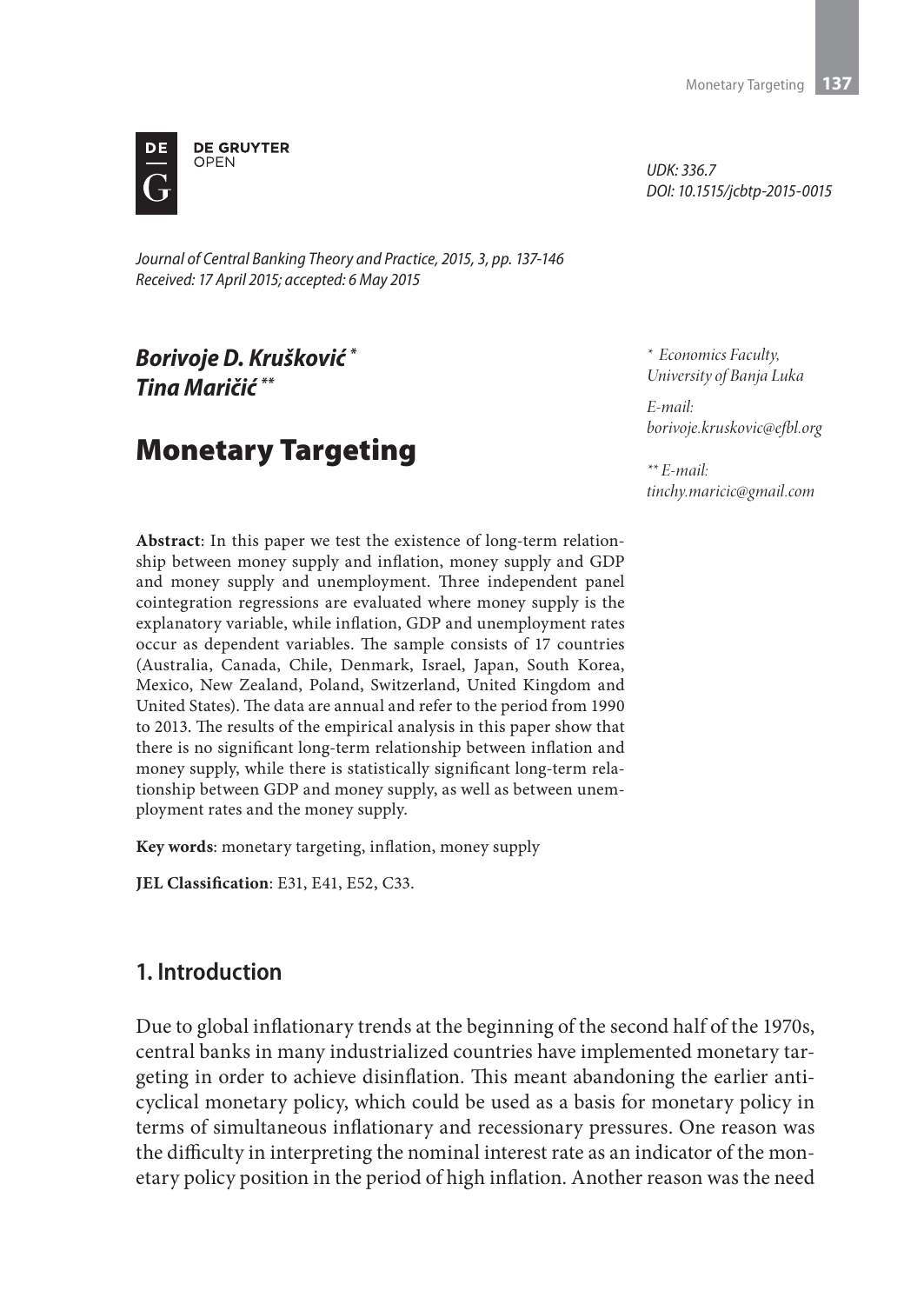DE GRUYTER OPEN

UDK: 336.7
DOI: 10.1515/jcbtp-2015-0015

*Journal of Central Banking Theory and Practice, 2015, 3, pp. 137-146*
*Received: 17 April 2015; accepted: 6 May 2015*

***Borivoje D. Krušković*** *
***Tina Maričić*** **

\* *Economics Faculty, University of Banja Luka*

*E-mail: borivoje.kruskovic@efbl.org*

\*\* *E-mail: tinchy.maricic@gmail.com*

# Monetary Targeting

**Abstract**: In this paper we test the existence of long-term relationship between money supply and inflation, money supply and GDP and money supply and unemployment. Three independent panel cointegration regressions are evaluated where money supply is the explanatory variable, while inflation, GDP and unemployment rates occur as dependent variables. The sample consists of 17 countries (Australia, Canada, Chile, Denmark, Israel, Japan, South Korea, Mexico, New Zealand, Poland, Switzerland, United Kingdom and United States). The data are annual and refer to the period from 1990 to 2013. The results of the empirical analysis in this paper show that there is no significant long-term relationship between inflation and money supply, while there is statistically significant long-term relationship between GDP and money supply, as well as between unemployment rates and the money supply.

**Key words**: monetary targeting, inflation, money supply

**JEL Classification**: E31, E41, E52, C33.

## 1. Introduction

Due to global inflationary trends at the beginning of the second half of the 1970s, central banks in many industrialized countries have implemented monetary targeting in order to achieve disinflation. This meant abandoning the earlier anti-cyclical monetary policy, which could be used as a basis for monetary policy in terms of simultaneous inflationary and recessionary pressures. One reason was the difficulty in interpreting the nominal interest rate as an indicator of the monetary policy position in the period of high inflation. Another reason was the need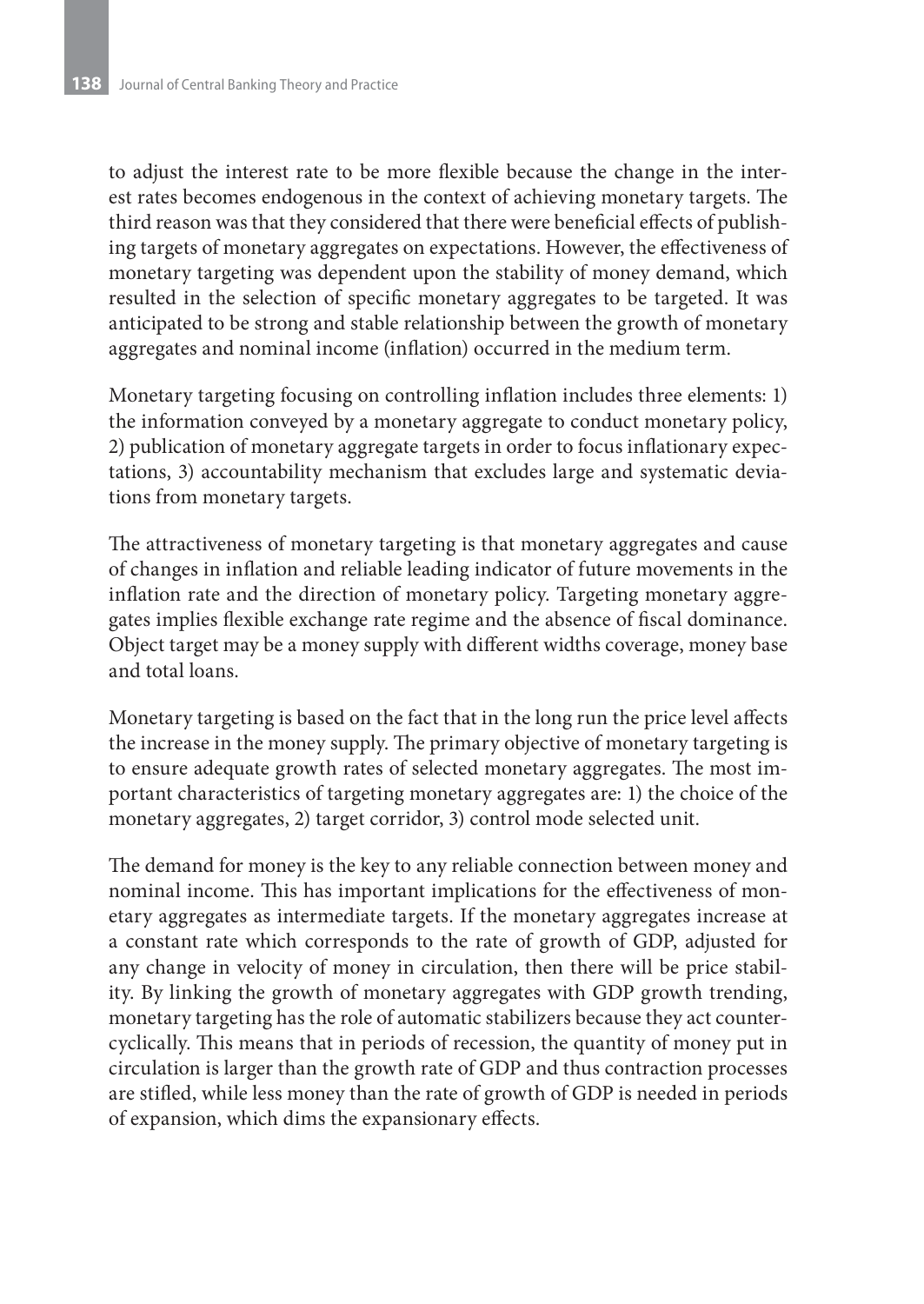to adjust the interest rate to be more flexible because the change in the interest rates becomes endogenous in the context of achieving monetary targets. The third reason was that they considered that there were beneficial effects of publishing targets of monetary aggregates on expectations. However, the effectiveness of monetary targeting was dependent upon the stability of money demand, which resulted in the selection of specific monetary aggregates to be targeted. It was anticipated to be strong and stable relationship between the growth of monetary aggregates and nominal income (inflation) occurred in the medium term.

Monetary targeting focusing on controlling inflation includes three elements: 1) the information conveyed by a monetary aggregate to conduct monetary policy, 2) publication of monetary aggregate targets in order to focus inflationary expectations, 3) accountability mechanism that excludes large and systematic deviations from monetary targets.

The attractiveness of monetary targeting is that monetary aggregates and cause of changes in inflation and reliable leading indicator of future movements in the inflation rate and the direction of monetary policy. Targeting monetary aggregates implies flexible exchange rate regime and the absence of fiscal dominance. Object target may be a money supply with different widths coverage, money base and total loans.

Monetary targeting is based on the fact that in the long run the price level affects the increase in the money supply. The primary objective of monetary targeting is to ensure adequate growth rates of selected monetary aggregates. The most important characteristics of targeting monetary aggregates are: 1) the choice of the monetary aggregates, 2) target corridor, 3) control mode selected unit.

The demand for money is the key to any reliable connection between money and nominal income. This has important implications for the effectiveness of monetary aggregates as intermediate targets. If the monetary aggregates increase at a constant rate which corresponds to the rate of growth of GDP, adjusted for any change in velocity of money in circulation, then there will be price stability. By linking the growth of monetary aggregates with GDP growth trending, monetary targeting has the role of automatic stabilizers because they act countercyclically. This means that in periods of recession, the quantity of money put in circulation is larger than the growth rate of GDP and thus contraction processes are stifled, while less money than the rate of growth of GDP is needed in periods of expansion, which dims the expansionary effects.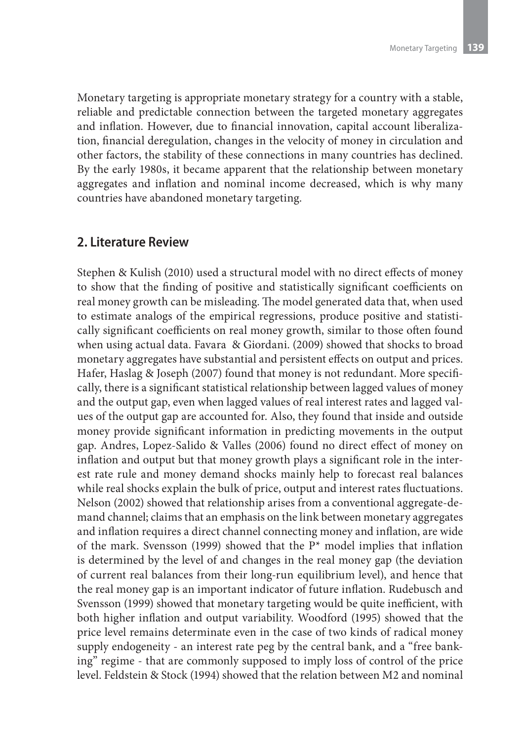Monetary targeting is appropriate monetary strategy for a country with a stable, reliable and predictable connection between the targeted monetary aggregates and inflation. However, due to financial innovation, capital account liberalization, financial deregulation, changes in the velocity of money in circulation and other factors, the stability of these connections in many countries has declined. By the early 1980s, it became apparent that the relationship between monetary aggregates and inflation and nominal income decreased, which is why many countries have abandoned monetary targeting.

## 2. Literature Review

Stephen & Kulish (2010) used a structural model with no direct effects of money to show that the finding of positive and statistically significant coefficients on real money growth can be misleading. The model generated data that, when used to estimate analogs of the empirical regressions, produce positive and statistically significant coefficients on real money growth, similar to those often found when using actual data. Favara & Giordani. (2009) showed that shocks to broad monetary aggregates have substantial and persistent effects on output and prices. Hafer, Haslag & Joseph (2007) found that money is not redundant. More specifically, there is a significant statistical relationship between lagged values of money and the output gap, even when lagged values of real interest rates and lagged values of the output gap are accounted for. Also, they found that inside and outside money provide significant information in predicting movements in the output gap. Andres, Lopez-Salido & Valles (2006) found no direct effect of money on inflation and output but that money growth plays a significant role in the interest rate rule and money demand shocks mainly help to forecast real balances while real shocks explain the bulk of price, output and interest rates fluctuations. Nelson (2002) showed that relationship arises from a conventional aggregate-demand channel; claims that an emphasis on the link between monetary aggregates and inflation requires a direct channel connecting money and inflation, are wide of the mark. Svensson (1999) showed that the P* model implies that inflation is determined by the level of and changes in the real money gap (the deviation of current real balances from their long-run equilibrium level), and hence that the real money gap is an important indicator of future inflation. Rudebusch and Svensson (1999) showed that monetary targeting would be quite inefficient, with both higher inflation and output variability. Woodford (1995) showed that the price level remains determinate even in the case of two kinds of radical money supply endogeneity - an interest rate peg by the central bank, and a "free banking" regime - that are commonly supposed to imply loss of control of the price level. Feldstein & Stock (1994) showed that the relation between M2 and nominal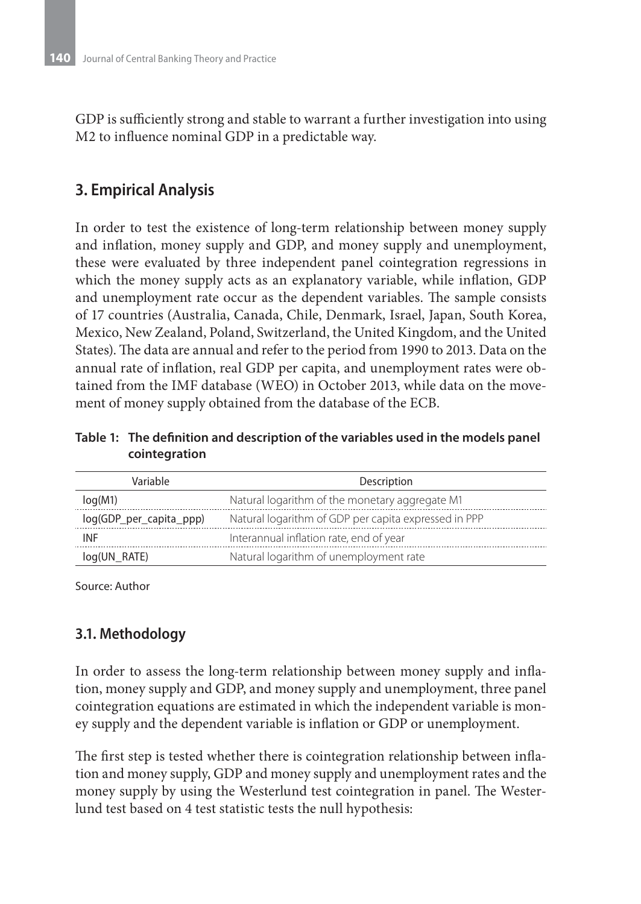GDP is sufficiently strong and stable to warrant a further investigation into using M2 to influence nominal GDP in a predictable way.

## 3. Empirical Analysis

In order to test the existence of long-term relationship between money supply and inflation, money supply and GDP, and money supply and unemployment, these were evaluated by three independent panel cointegration regressions in which the money supply acts as an explanatory variable, while inflation, GDP and unemployment rate occur as the dependent variables. The sample consists of 17 countries (Australia, Canada, Chile, Denmark, Israel, Japan, South Korea, Mexico, New Zealand, Poland, Switzerland, the United Kingdom, and the United States). The data are annual and refer to the period from 1990 to 2013. Data on the annual rate of inflation, real GDP per capita, and unemployment rates were obtained from the IMF database (WEO) in October 2013, while data on the movement of money supply obtained from the database of the ECB.

**Table 1: The definition and description of the variables used in the models panel cointegration**

| Variable | Description |
|---|---|
| log(M1) | Natural logarithm of the monetary aggregate M1 |
| log(GDP_per_capita_ppp) | Natural logarithm of GDP per capita expressed in PPP |
| INF | Interannual inflation rate, end of year |
| log(UN_RATE) | Natural logarithm of unemployment rate |

Source: Author

### 3.1. Methodology

In order to assess the long-term relationship between money supply and inflation, money supply and GDP, and money supply and unemployment, three panel cointegration equations are estimated in which the independent variable is money supply and the dependent variable is inflation or GDP or unemployment.

The first step is tested whether there is cointegration relationship between inflation and money supply, GDP and money supply and unemployment rates and the money supply by using the Westerlund test cointegration in panel. The Westerlund test based on 4 test statistic tests the null hypothesis: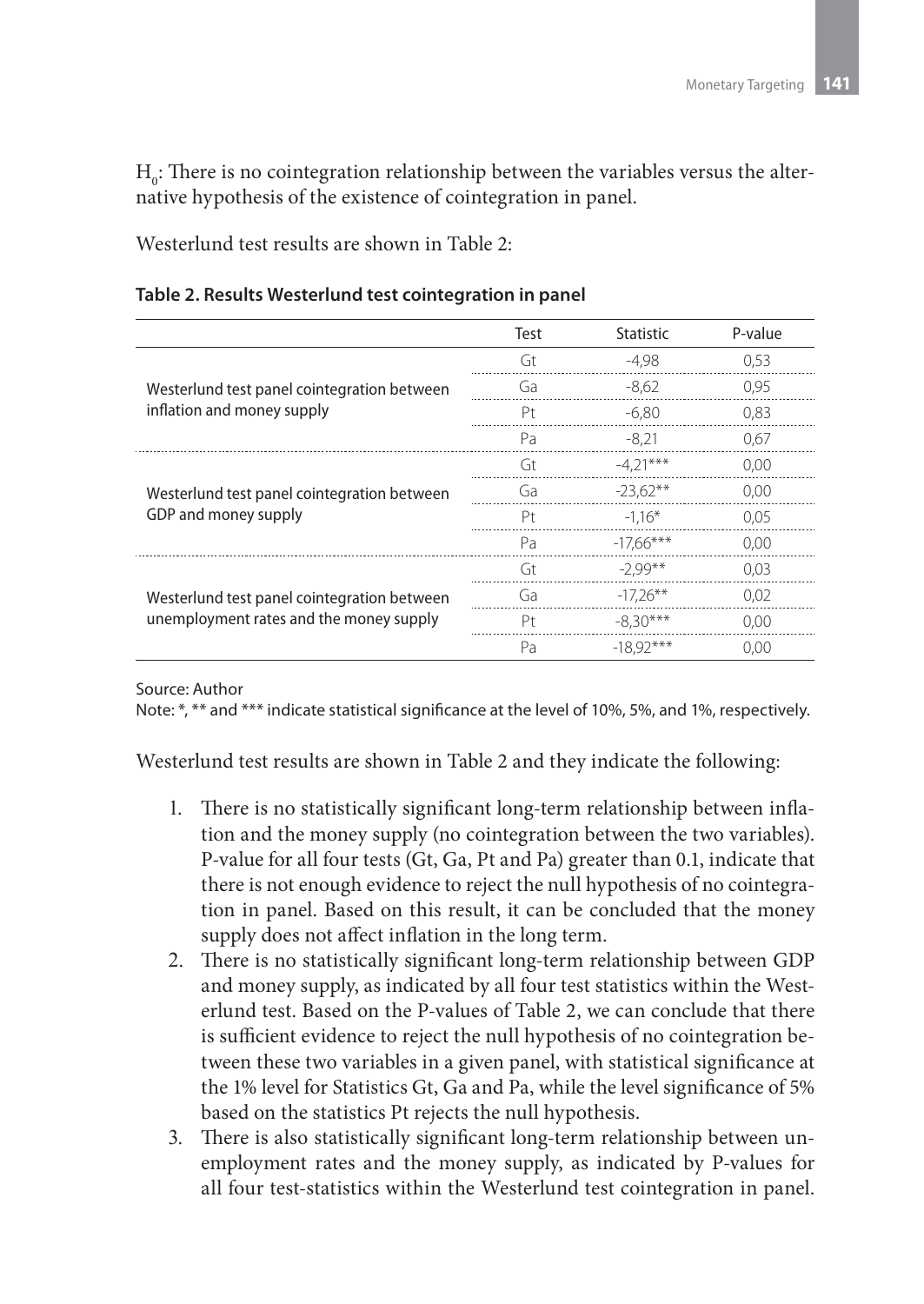$H_0$: There is no cointegration relationship between the variables versus the alternative hypothesis of the existence of cointegration in panel.

Westerlund test results are shown in Table 2:

**Table 2. Results Westerlund test cointegration in panel**

| | Test | Statistic | P-value |
|---|---|---|---|
| Westerlund test panel cointegration between inflation and money supply | Gt | -4,98 | 0,53 |
| | Ga | -8,62 | 0,95 |
| | Pt | -6,80 | 0,83 |
| | Pa | -8,21 | 0,67 |
| Westerlund test panel cointegration between GDP and money supply | Gt | -4,21*** | 0,00 |
| | Ga | -23,62** | 0,00 |
| | Pt | -1,16* | 0,05 |
| | Pa | -17,66*** | 0,00 |
| Westerlund test panel cointegration between unemployment rates and the money supply | Gt | -2,99** | 0,03 |
| | Ga | -17,26** | 0,02 |
| | Pt | -8,30*** | 0,00 |
| | Pa | -18,92*** | 0,00 |

Source: Author

Note: *, ** and *** indicate statistical significance at the level of 10%, 5%, and 1%, respectively.

Westerlund test results are shown in Table 2 and they indicate the following:

1. There is no statistically significant long-term relationship between inflation and the money supply (no cointegration between the two variables). P-value for all four tests (Gt, Ga, Pt and Pa) greater than 0.1, indicate that there is not enough evidence to reject the null hypothesis of no cointegration in panel. Based on this result, it can be concluded that the money supply does not affect inflation in the long term.
2. There is no statistically significant long-term relationship between GDP and money supply, as indicated by all four test statistics within the Westerlund test. Based on the P-values of Table 2, we can conclude that there is sufficient evidence to reject the null hypothesis of no cointegration between these two variables in a given panel, with statistical significance at the 1% level for Statistics Gt, Ga and Pa, while the level significance of 5% based on the statistics Pt rejects the null hypothesis.
3. There is also statistically significant long-term relationship between unemployment rates and the money supply, as indicated by P-values for all four test-statistics within the Westerlund test cointegration in panel.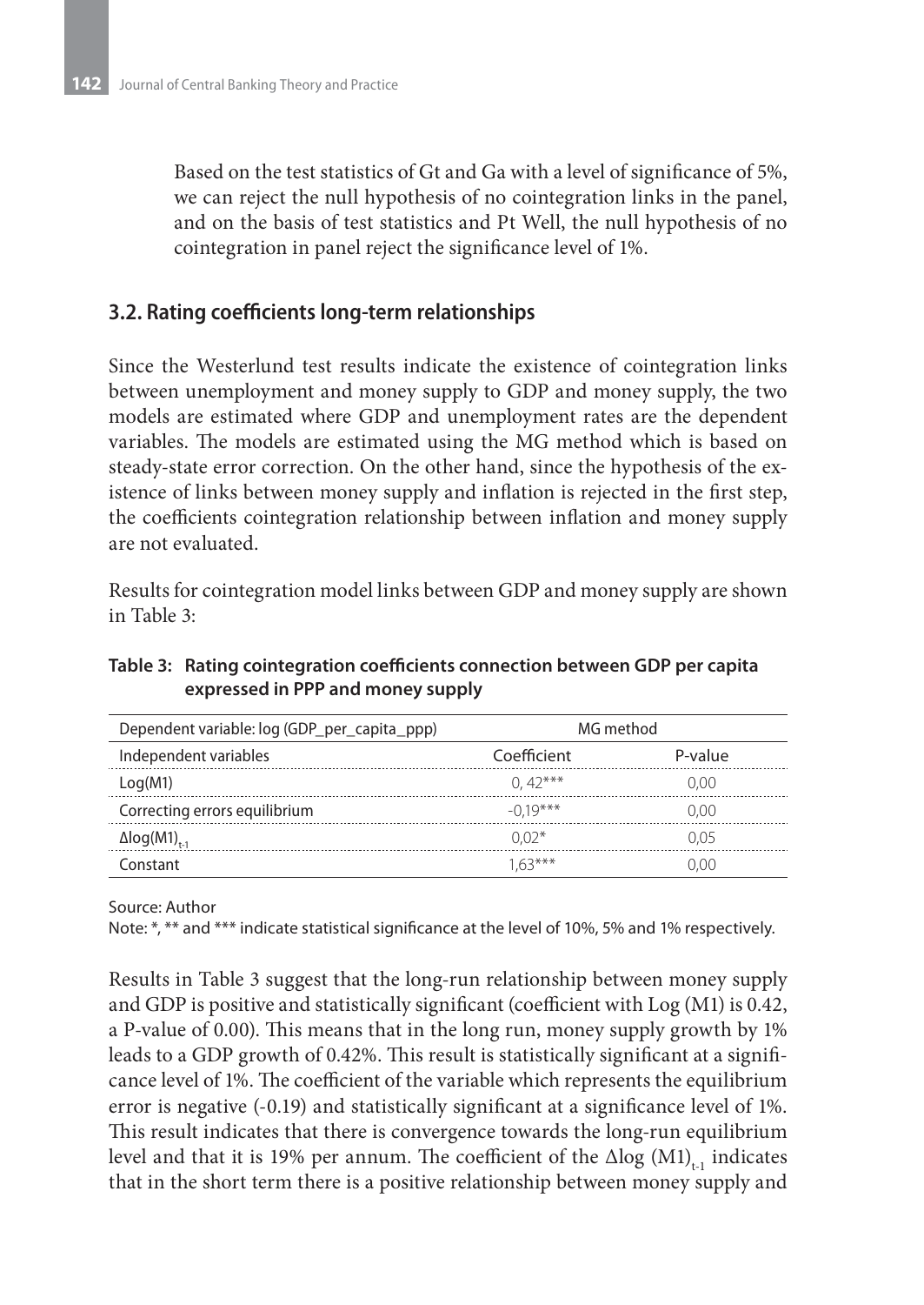Based on the test statistics of Gt and Ga with a level of significance of 5%, we can reject the null hypothesis of no cointegration links in the panel, and on the basis of test statistics and Pt Well, the null hypothesis of no cointegration in panel reject the significance level of 1%.

### 3.2. Rating coefficients long-term relationships

Since the Westerlund test results indicate the existence of cointegration links between unemployment and money supply to GDP and money supply, the two models are estimated where GDP and unemployment rates are the dependent variables. The models are estimated using the MG method which is based on steady-state error correction. On the other hand, since the hypothesis of the existence of links between money supply and inflation is rejected in the first step, the coefficients cointegration relationship between inflation and money supply are not evaluated.

Results for cointegration model links between GDP and money supply are shown in Table 3:

**Table 3: Rating cointegration coefficients connection between GDP per capita expressed in PPP and money supply**

| Dependent variable: log (GDP_per_capita_ppp) | MG method | |
|---|---|---|
| Independent variables | Coefficient | P-value |
| Log(M1) | 0, 42*** | 0,00 |
| Correcting errors equilibrium | -0,19*** | 0,00 |
| $\Delta$log$(M1)_{t-1}$ | 0,02* | 0,05 |
| Constant | 1,63*** | 0,00 |

Source: Author

Note: *, ** and *** indicate statistical significance at the level of 10%, 5% and 1% respectively.

Results in Table 3 suggest that the long-run relationship between money supply and GDP is positive and statistically significant (coefficient with Log (M1) is 0.42, a P-value of 0.00). This means that in the long run, money supply growth by 1% leads to a GDP growth of 0.42%. This result is statistically significant at a significance level of 1%. The coefficient of the variable which represents the equilibrium error is negative (-0.19) and statistically significant at a significance level of 1%. This result indicates that there is convergence towards the long-run equilibrium level and that it is 19% per annum. The coefficient of the $\Delta$log $(M1)_{t-1}$ indicates that in the short term there is a positive relationship between money supply and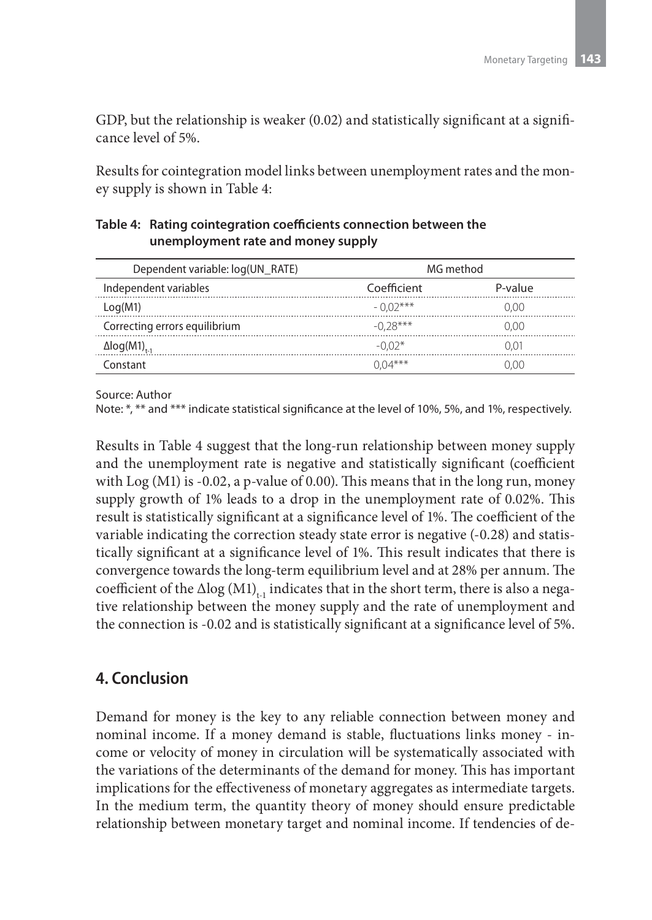GDP, but the relationship is weaker (0.02) and statistically significant at a significance level of 5%.

Results for cointegration model links between unemployment rates and the money supply is shown in Table 4:

**Table 4: Rating cointegration coefficients connection between the unemployment rate and money supply**

| Dependent variable: log(UN_RATE) | MG method | |
|---|---|---|
| Independent variables | Coefficient | P-value |
| Log(M1) | - 0,02*** | 0,00 |
| Correcting errors equilibrium | -0,28*** | 0,00 |
| $\Delta\log(M1)_{t-1}$ | -0,02* | 0,01 |
| Constant | 0,04*** | 0,00 |

Source: Author

Note: *, ** and *** indicate statistical significance at the level of 10%, 5%, and 1%, respectively.

Results in Table 4 suggest that the long-run relationship between money supply and the unemployment rate is negative and statistically significant (coefficient with Log (M1) is -0.02, a p-value of 0.00). This means that in the long run, money supply growth of 1% leads to a drop in the unemployment rate of 0.02%. This result is statistically significant at a significance level of 1%. The coefficient of the variable indicating the correction steady state error is negative (-0.28) and statistically significant at a significance level of 1%. This result indicates that there is convergence towards the long-term equilibrium level and at 28% per annum. The coefficient of the $\Delta\log(M1)_{t-1}$ indicates that in the short term, there is also a negative relationship between the money supply and the rate of unemployment and the connection is -0.02 and is statistically significant at a significance level of 5%.

## 4. Conclusion

Demand for money is the key to any reliable connection between money and nominal income. If a money demand is stable, fluctuations links money - income or velocity of money in circulation will be systematically associated with the variations of the determinants of the demand for money. This has important implications for the effectiveness of monetary aggregates as intermediate targets. In the medium term, the quantity theory of money should ensure predictable relationship between monetary target and nominal income. If tendencies of de-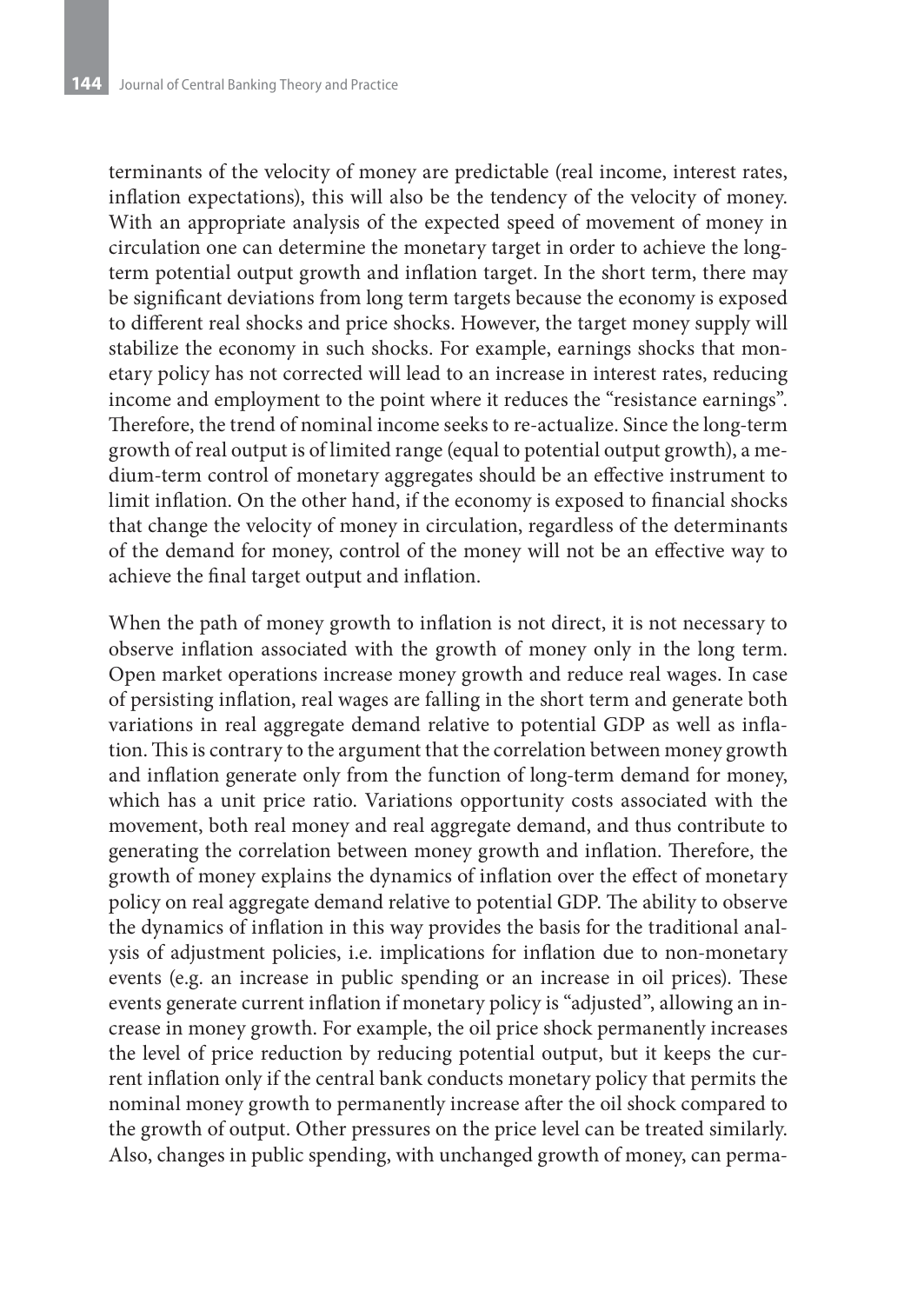terminants of the velocity of money are predictable (real income, interest rates, inflation expectations), this will also be the tendency of the velocity of money. With an appropriate analysis of the expected speed of movement of money in circulation one can determine the monetary target in order to achieve the long-term potential output growth and inflation target. In the short term, there may be significant deviations from long term targets because the economy is exposed to different real shocks and price shocks. However, the target money supply will stabilize the economy in such shocks. For example, earnings shocks that monetary policy has not corrected will lead to an increase in interest rates, reducing income and employment to the point where it reduces the "resistance earnings". Therefore, the trend of nominal income seeks to re-actualize. Since the long-term growth of real output is of limited range (equal to potential output growth), a medium-term control of monetary aggregates should be an effective instrument to limit inflation. On the other hand, if the economy is exposed to financial shocks that change the velocity of money in circulation, regardless of the determinants of the demand for money, control of the money will not be an effective way to achieve the final target output and inflation.

When the path of money growth to inflation is not direct, it is not necessary to observe inflation associated with the growth of money only in the long term. Open market operations increase money growth and reduce real wages. In case of persisting inflation, real wages are falling in the short term and generate both variations in real aggregate demand relative to potential GDP as well as inflation. This is contrary to the argument that the correlation between money growth and inflation generate only from the function of long-term demand for money, which has a unit price ratio. Variations opportunity costs associated with the movement, both real money and real aggregate demand, and thus contribute to generating the correlation between money growth and inflation. Therefore, the growth of money explains the dynamics of inflation over the effect of monetary policy on real aggregate demand relative to potential GDP. The ability to observe the dynamics of inflation in this way provides the basis for the traditional analysis of adjustment policies, i.e. implications for inflation due to non-monetary events (e.g. an increase in public spending or an increase in oil prices). These events generate current inflation if monetary policy is "adjusted", allowing an increase in money growth. For example, the oil price shock permanently increases the level of price reduction by reducing potential output, but it keeps the current inflation only if the central bank conducts monetary policy that permits the nominal money growth to permanently increase after the oil shock compared to the growth of output. Other pressures on the price level can be treated similarly. Also, changes in public spending, with unchanged growth of money, can perma-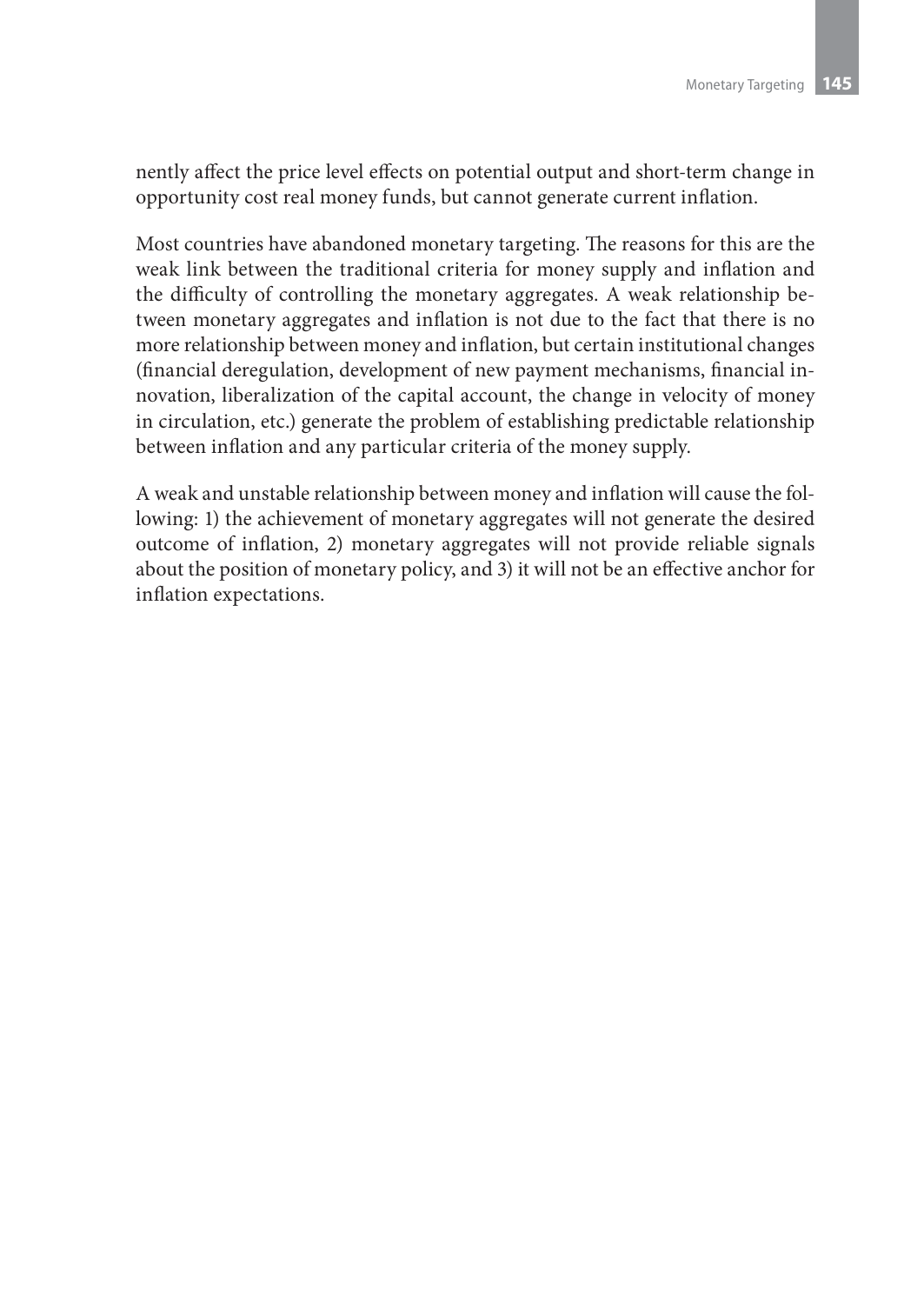nently affect the price level effects on potential output and short-term change in opportunity cost real money funds, but cannot generate current inflation.

Most countries have abandoned monetary targeting. The reasons for this are the weak link between the traditional criteria for money supply and inflation and the difficulty of controlling the monetary aggregates. A weak relationship between monetary aggregates and inflation is not due to the fact that there is no more relationship between money and inflation, but certain institutional changes (financial deregulation, development of new payment mechanisms, financial innovation, liberalization of the capital account, the change in velocity of money in circulation, etc.) generate the problem of establishing predictable relationship between inflation and any particular criteria of the money supply.

A weak and unstable relationship between money and inflation will cause the following: 1) the achievement of monetary aggregates will not generate the desired outcome of inflation, 2) monetary aggregates will not provide reliable signals about the position of monetary policy, and 3) it will not be an effective anchor for inflation expectations.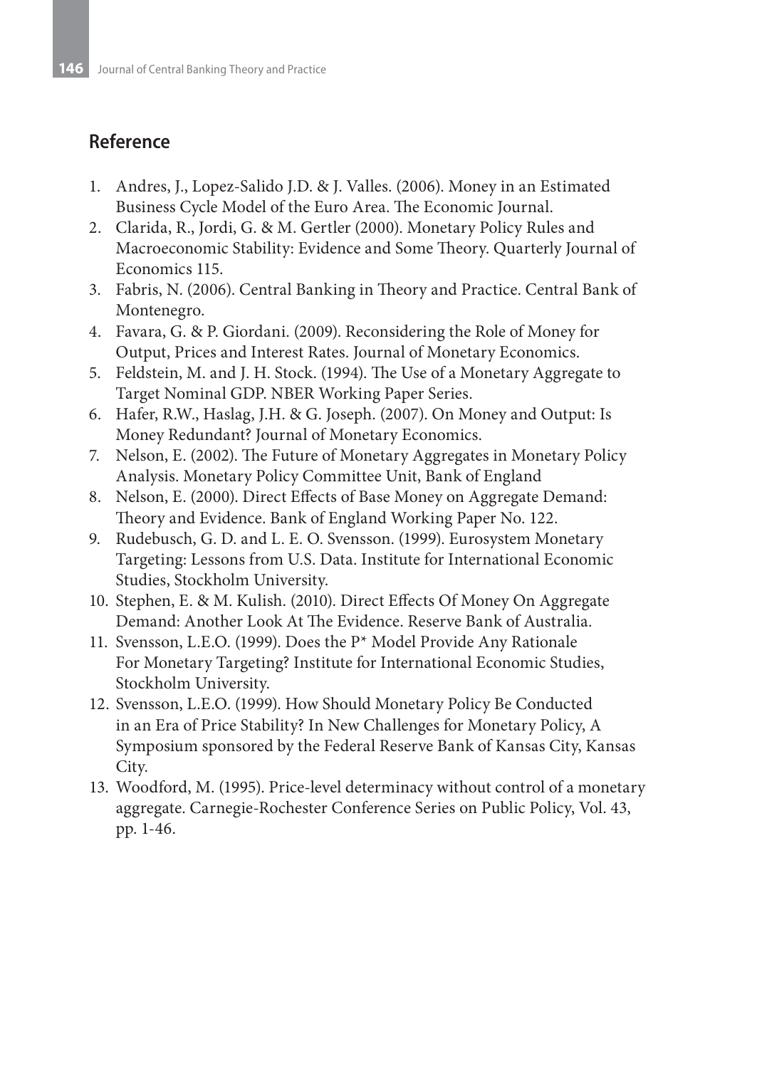## Reference

1. Andres, J., Lopez-Salido J.D. & J. Valles. (2006). Money in an Estimated Business Cycle Model of the Euro Area. The Economic Journal.
2. Clarida, R., Jordi, G. & M. Gertler (2000). Monetary Policy Rules and Macroeconomic Stability: Evidence and Some Theory. Quarterly Journal of Economics 115.
3. Fabris, N. (2006). Central Banking in Theory and Practice. Central Bank of Montenegro.
4. Favara, G. & P. Giordani. (2009). Reconsidering the Role of Money for Output, Prices and Interest Rates. Journal of Monetary Economics.
5. Feldstein, M. and J. H. Stock. (1994). The Use of a Monetary Aggregate to Target Nominal GDP. NBER Working Paper Series.
6. Hafer, R.W., Haslag, J.H. & G. Joseph. (2007). On Money and Output: Is Money Redundant? Journal of Monetary Economics.
7. Nelson, E. (2002). The Future of Monetary Aggregates in Monetary Policy Analysis. Monetary Policy Committee Unit, Bank of England
8. Nelson, E. (2000). Direct Effects of Base Money on Aggregate Demand: Theory and Evidence. Bank of England Working Paper No. 122.
9. Rudebusch, G. D. and L. E. O. Svensson. (1999). Eurosystem Monetary Targeting: Lessons from U.S. Data. Institute for International Economic Studies, Stockholm University.
10. Stephen, E. & M. Kulish. (2010). Direct Effects Of Money On Aggregate Demand: Another Look At The Evidence. Reserve Bank of Australia.
11. Svensson, L.E.O. (1999). Does the P* Model Provide Any Rationale For Monetary Targeting? Institute for International Economic Studies, Stockholm University.
12. Svensson, L.E.O. (1999). How Should Monetary Policy Be Conducted in an Era of Price Stability? In New Challenges for Monetary Policy, A Symposium sponsored by the Federal Reserve Bank of Kansas City, Kansas City.
13. Woodford, M. (1995). Price-level determinacy without control of a monetary aggregate. Carnegie-Rochester Conference Series on Public Policy, Vol. 43, pp. 1-46.